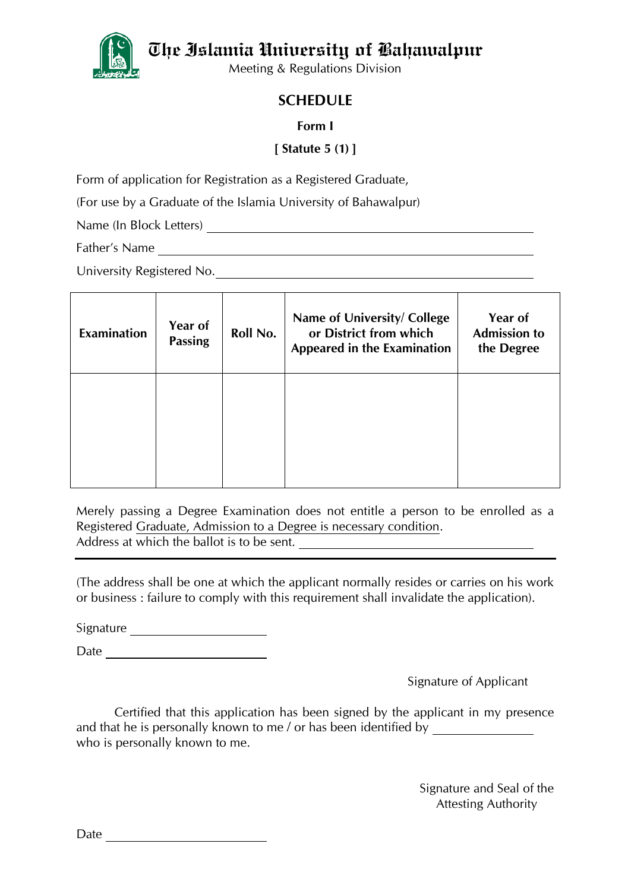# The Islamia University of Bahawalpur

Meeting & Regulations Division

## SCHEDULE

### Form I

**[ Statute 5 (1) ]**

Form of application for Registration as a Registered Graduate,

(For use by a Graduate of the Islamia University of Bahawalpur)

Name (In Block Letters) ______________________________

Father's Name ______________________________

University Registered No.______________________________

| Examination | Year of Passing | Roll No. | Name of University/ College or District from which Appeared in the Examination | Year of Admission to the Degree |
|---|---|---|---|---|
| | | | | |

Merely passing a Degree Examination does not entitle a person to be enrolled as a Registered Graduate, Admission to a Degree is necessary condition.
Address at which the ballot is to be sent. ______________________________

(The address shall be one at which the applicant normally resides or carries on his work or business : failure to comply with this requirement shall invalidate the application).

Signature ______________

Date ______________

Signature of Applicant

Certified that this application has been signed by the applicant in my presence and that he is personally known to me / or has been identified by ______________ who is personally known to me.

Signature and Seal of the
Attesting Authority

Date ______________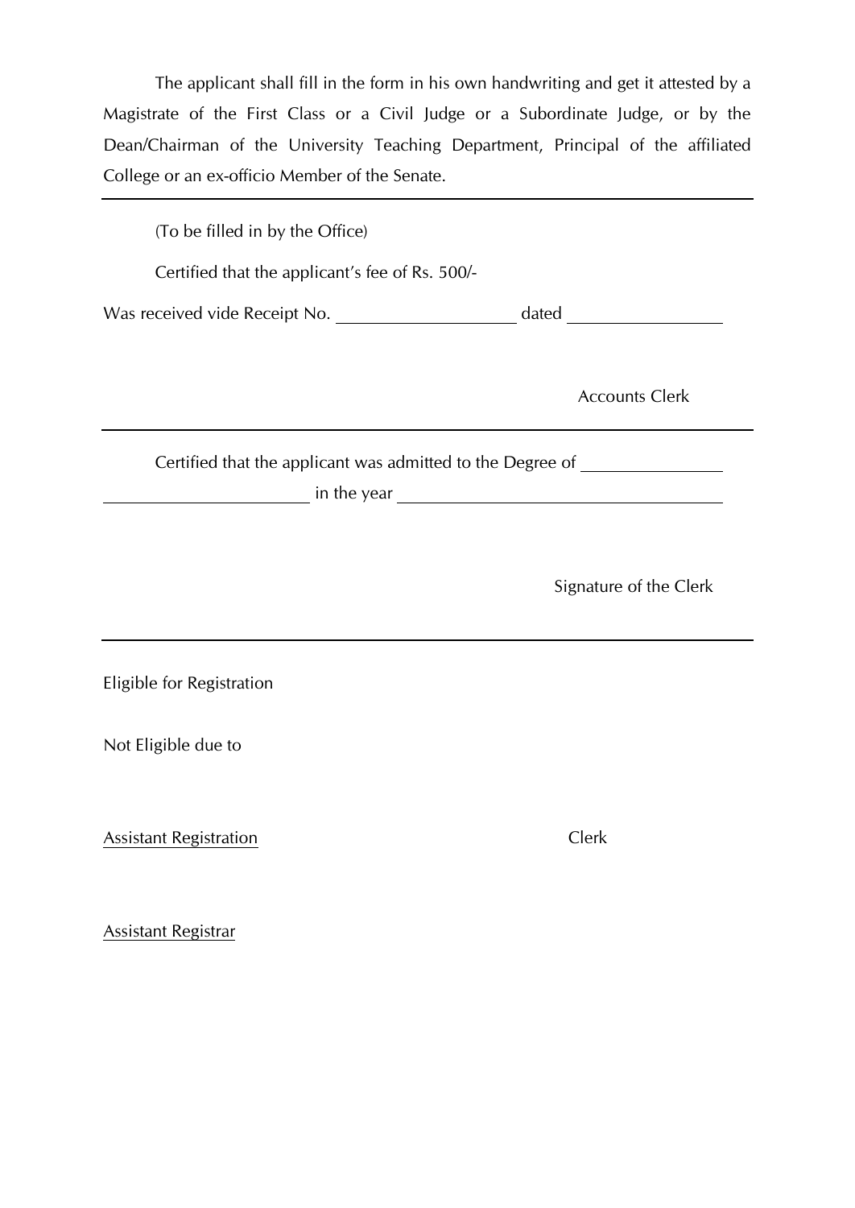The applicant shall fill in the form in his own handwriting and get it attested by a Magistrate of the First Class or a Civil Judge or a Subordinate Judge, or by the Dean/Chairman of the University Teaching Department, Principal of the affiliated College or an ex-officio Member of the Senate.

---

(To be filled in by the Office)

Certified that the applicant's fee of Rs. 500/-

Was received vide Receipt No. ____________________ dated _________________

Accounts Clerk

---

Certified that the applicant was admitted to the Degree of ________________ ________________________ in the year ____________________________________

Signature of the Clerk

---

Eligible for Registration

Not Eligible due to

Assistant Registration

Clerk

Assistant Registrar